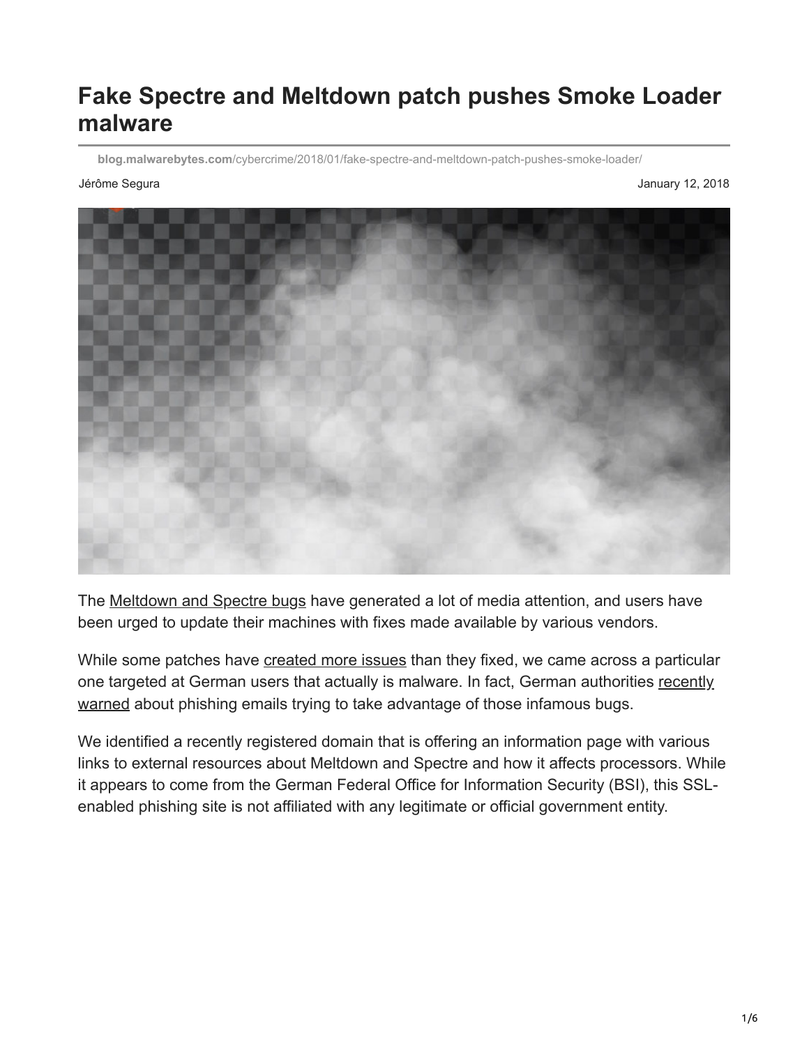# Fake Spectre and Meltdown patch pushes Smoke Loader malware

blog.malwarebytes.com/cybercrime/2018/01/fake-spectre-and-meltdown-patch-pushes-smoke-loader/

Jérôme Segura

January 12, 2018

The Meltdown and Spectre bugs have generated a lot of media attention, and users have been urged to update their machines with fixes made available by various vendors.

While some patches have created more issues than they fixed, we came across a particular one targeted at German users that actually is malware. In fact, German authorities recently warned about phishing emails trying to take advantage of those infamous bugs.

We identified a recently registered domain that is offering an information page with various links to external resources about Meltdown and Spectre and how it affects processors. While it appears to come from the German Federal Office for Information Security (BSI), this SSL-enabled phishing site is not affiliated with any legitimate or official government entity.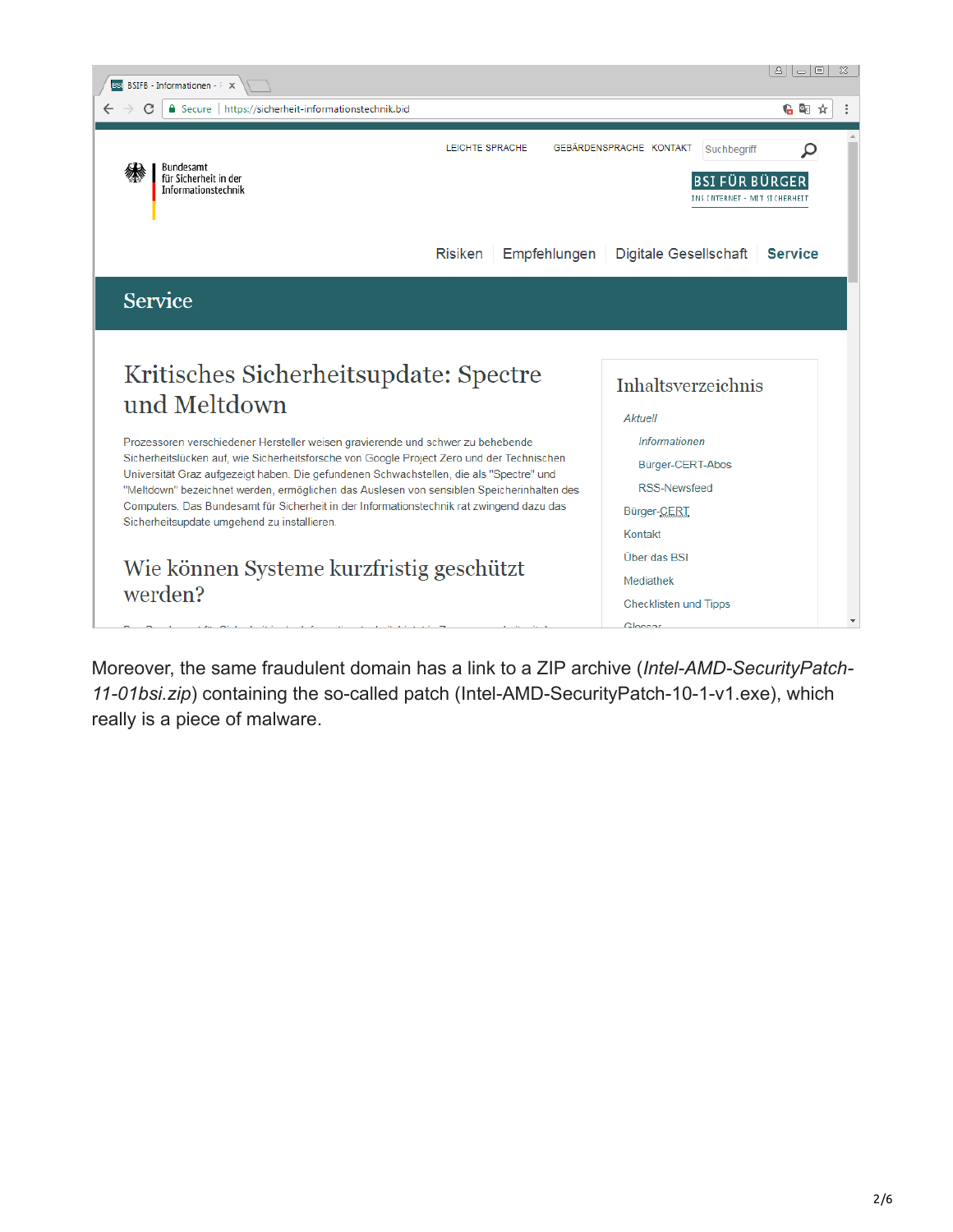Moreover, the same fraudulent domain has a link to a ZIP archive (*Intel-AMD-SecurityPatch-11-01bsi.zip*) containing the so-called patch (Intel-AMD-SecurityPatch-10-1-v1.exe), which really is a piece of malware.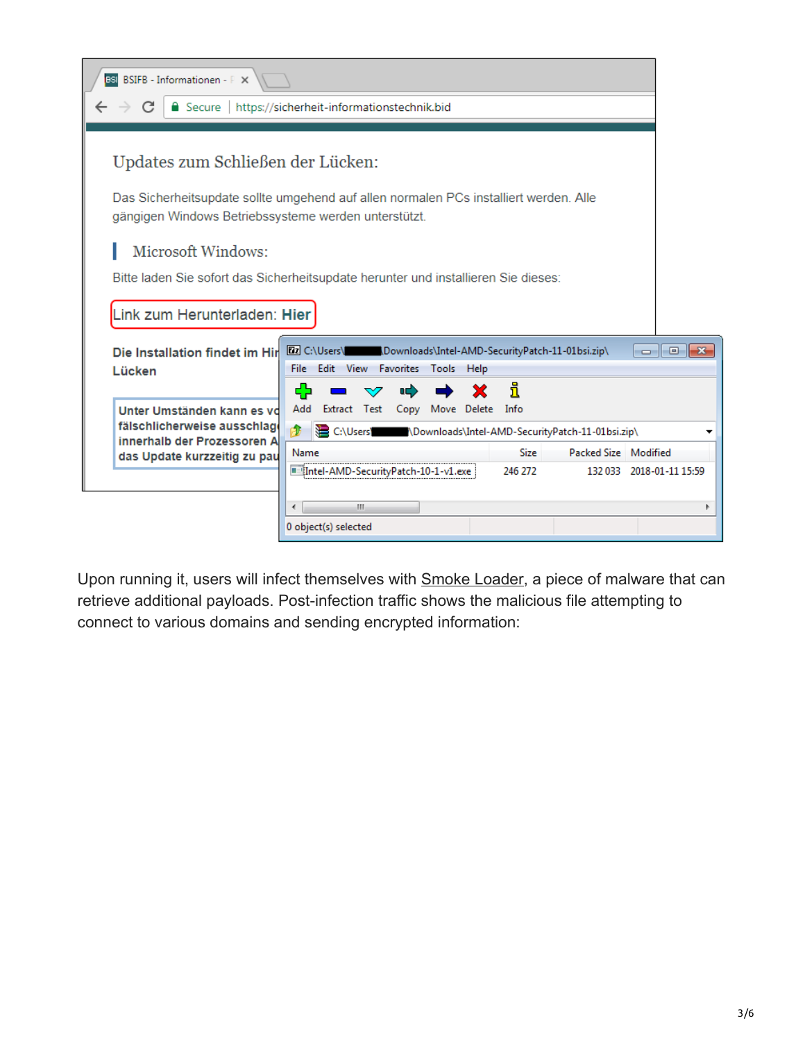Upon running it, users will infect themselves with Smoke Loader, a piece of malware that can retrieve additional payloads. Post-infection traffic shows the malicious file attempting to connect to various domains and sending encrypted information: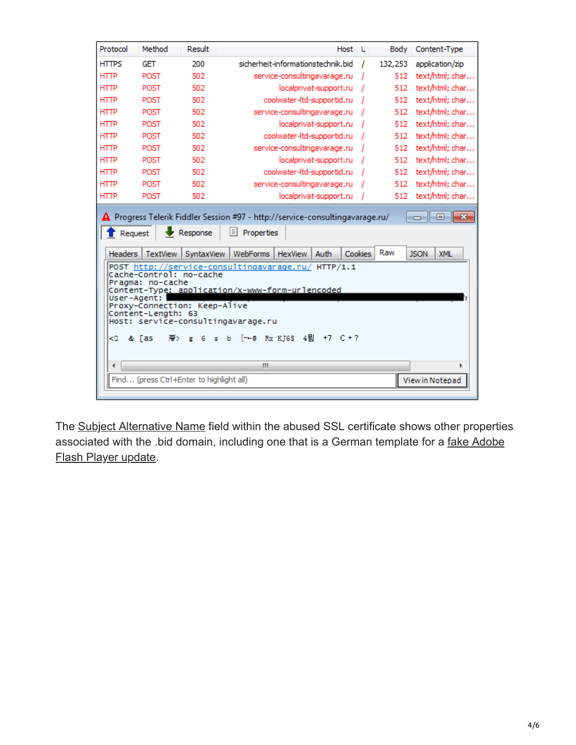| Protocol | Method | Result | Host | U | Body | Content-Type |
| --- | --- | --- | --- | --- | --- | --- |
| HTTPS | GET | 200 | sicherheit-informationstechnik.bid | / | 132,253 | application/zip |
| HTTP | POST | 502 | service-consultingavarage.ru | / | 512 | text/html; char... |
| HTTP | POST | 502 | localprivat-support.ru | / | 512 | text/html; char... |
| HTTP | POST | 502 | coolwater-ltd-supportid.ru | / | 512 | text/html; char... |
| HTTP | POST | 502 | service-consultingavarage.ru | / | 512 | text/html; char... |
| HTTP | POST | 502 | localprivat-support.ru | / | 512 | text/html; char... |
| HTTP | POST | 502 | coolwater-ltd-supportid.ru | / | 512 | text/html; char... |
| HTTP | POST | 502 | service-consultingavarage.ru | / | 512 | text/html; char... |
| HTTP | POST | 502 | localprivat-support.ru | / | 512 | text/html; char... |
| HTTP | POST | 502 | coolwater-ltd-supportid.ru | / | 512 | text/html; char... |
| HTTP | POST | 502 | service-consultingavarage.ru | / | 512 | text/html; char... |
| HTTP | POST | 502 | localprivat-support.ru | / | 512 | text/html; char... |

Progress Telerik Fiddler Session #97 - http://service-consultingavarage.ru/

Request | Response | Properties

Headers | TextView | SyntaxView | WebForms | HexView | Auth | Cookies | Raw | JSON | XML

```
POST http://service-consultingavarage.ru/ HTTP/1.1
Cache-Control: no-cache
Pragma: no-cache
Content-Type: application/x-www-form-urlencoded
User-Agent: 
Proxy-Connection: Keep-Alive
Content-Length: 63
Host: service-consultingavarage.ru
```

Find... (press Ctrl+Enter to highlight all) | View in Notepad

The Subject Alternative Name field within the abused SSL certificate shows other properties associated with the .bid domain, including one that is a German template for a fake Adobe Flash Player update.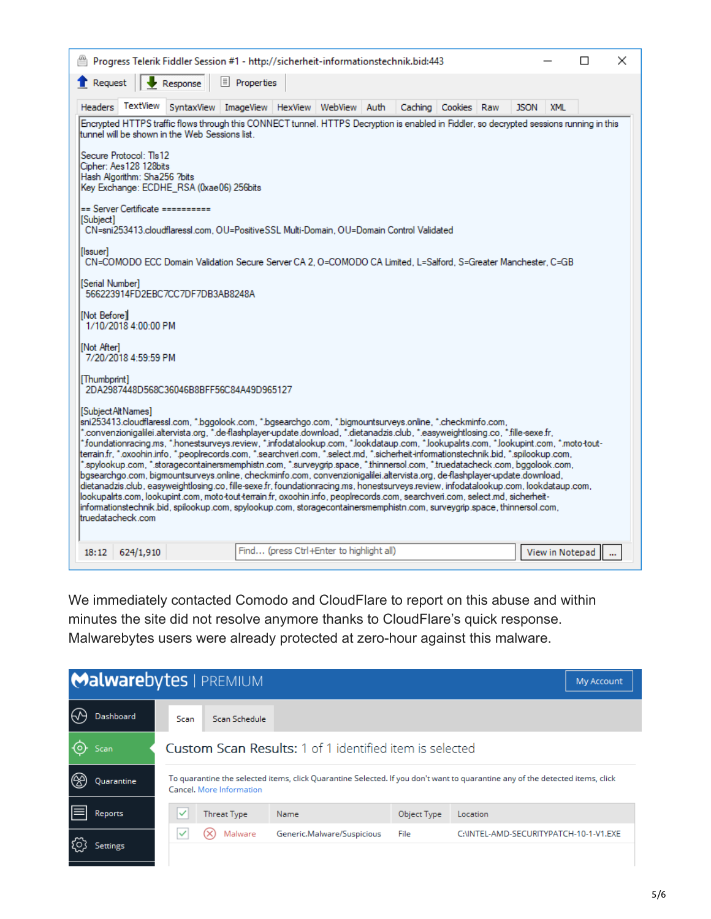Progress Telerik Fiddler Session #1 - http://sicherheit-informationstechnik.bid:443

Request | Response | Properties

Headers | TextView | SyntaxView | ImageView | HexView | WebView | Auth | Caching | Cookies | Raw | JSON | XML

```
Encrypted HTTPS traffic flows through this CONNECT tunnel. HTTPS Decryption is enabled in Fiddler, so decrypted sessions running in this tunnel will be shown in the Web Sessions list.

Secure Protocol: Tls12
Cipher: Aes128 128bits
Hash Algorithm: Sha256 ?bits
Key Exchange: ECDHE_RSA (0xae06) 256bits

== Server Certificate ==========
[Subject]
  CN=sni253413.cloudflaressl.com, OU=PositiveSSL Multi-Domain, OU=Domain Control Validated

[Issuer]
  CN=COMODO ECC Domain Validation Secure Server CA 2, O=COMODO CA Limited, L=Salford, S=Greater Manchester, C=GB

[Serial Number]
  566223914FD2EBC7CC7DF7DB3AB8248A

[Not Before]
  1/10/2018 4:00:00 PM

[Not After]
  7/20/2018 4:59:59 PM

[Thumbprint]
  2DA2987448D568C36046B8BFF56C84A49D965127

[SubjectAltNames]
sni253413.cloudflaressl.com, *.bggolook.com, *.bgsearchgo.com, *.bigmountsurveys.online, *.checkminfo.com,
*.convenzionigalilei.altervista.org, *.de-flashplayer-update.download, *.dietanadzis.club, *.easyweightlosing.co, *.fille-sexe.fr,
*.foundationracing.ms, *.honestsurveys.review, *.infodatalookup.com, *.lookdataup.com, *.lookupalrts.com, *.lookupint.com, *.moto-tout-terrain.fr, *.oxoohin.info, *.peoplrecords.com, *.searchveri.com, *.select.md, *.sicherheit-informationstechnik.bid, *.spilookup.com,
*.spylookup.com, *.storagecontainersmemphistn.com, *.surveygrip.space, *.thinnersol.com, *.truedatacheck.com, bggolook.com,
bgsearchgo.com, bigmountsurveys.online, checkminfo.com, convenzionigalilei.altervista.org, de-flashplayer-update.download,
dietanadzis.club, easyweightlosing.co, fille-sexe.fr, foundationracing.ms, honestsurveys.review, infodatalookup.com, lookdataup.com,
lookupalrts.com, lookupint.com, moto-tout-terrain.fr, oxoohin.info, peoplrecords.com, searchveri.com, select.md, sicherheit-informationstechnik.bid, spilookup.com, spylookup.com, storagecontainersmemphistn.com, surveygrip.space, thinnersol.com,
truedatacheck.com
```

18:12 | 624/1,910 | Find... (press Ctrl+Enter to highlight all) | View in Notepad | ...

We immediately contacted Comodo and CloudFlare to report on this abuse and within minutes the site did not resolve anymore thanks to CloudFlare's quick response. Malwarebytes users were already protected at zero-hour against this malware.

Malwarebytes | PREMIUM — My Account

Dashboard | Scan | Quarantine | Reports | Settings

Scan | Scan Schedule

Custom Scan Results: 1 of 1 identified item is selected

To quarantine the selected items, click Quarantine Selected. If you don't want to quarantine any of the detected items, click Cancel. More Information

| | Threat Type | Name | Object Type | Location |
|---|---|---|---|---|
| ✓ | Malware | Generic.Malware/Suspicious | File | C:\INTEL-AMD-SECURITYPATCH-10-1-V1.EXE |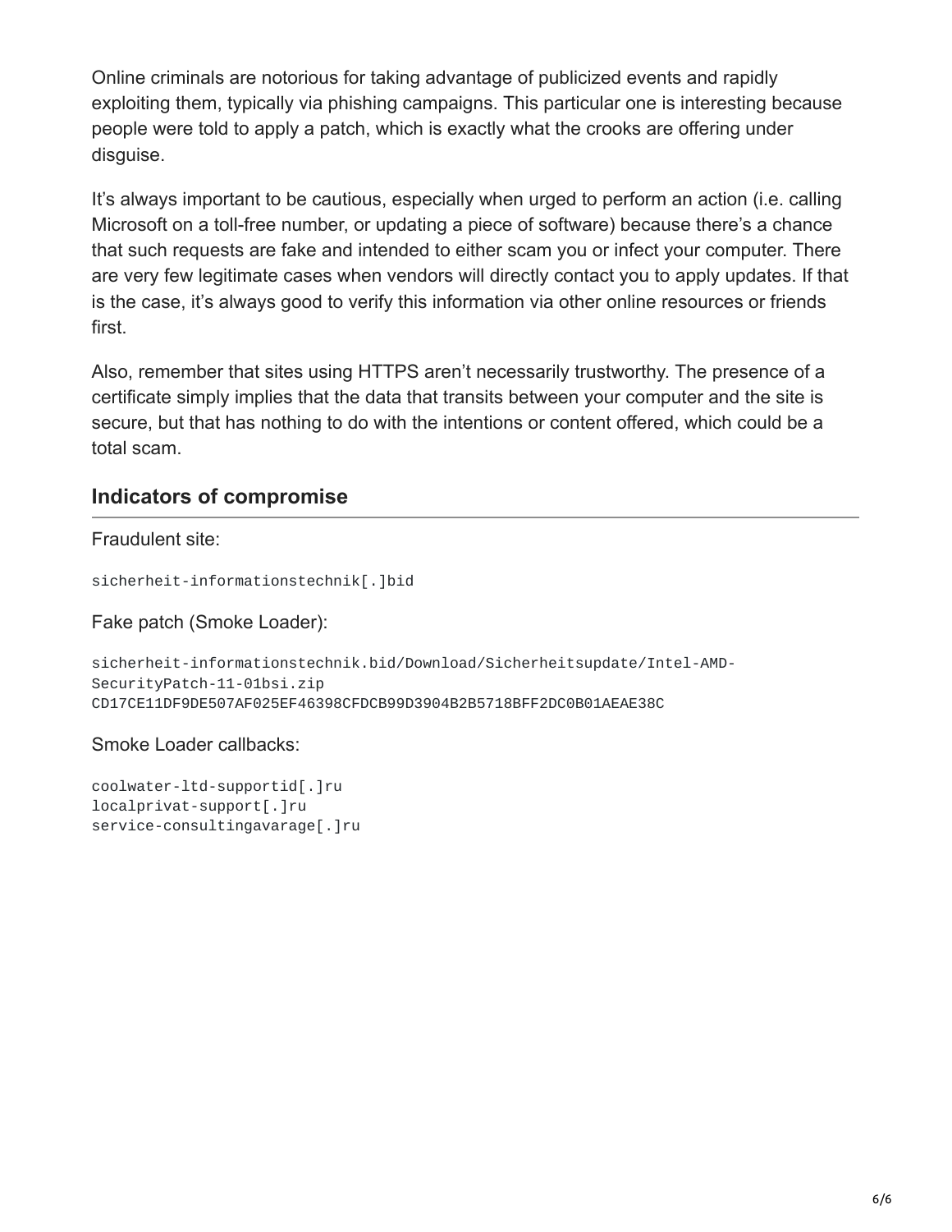Online criminals are notorious for taking advantage of publicized events and rapidly exploiting them, typically via phishing campaigns. This particular one is interesting because people were told to apply a patch, which is exactly what the crooks are offering under disguise.

It's always important to be cautious, especially when urged to perform an action (i.e. calling Microsoft on a toll-free number, or updating a piece of software) because there's a chance that such requests are fake and intended to either scam you or infect your computer. There are very few legitimate cases when vendors will directly contact you to apply updates. If that is the case, it's always good to verify this information via other online resources or friends first.

Also, remember that sites using HTTPS aren't necessarily trustworthy. The presence of a certificate simply implies that the data that transits between your computer and the site is secure, but that has nothing to do with the intentions or content offered, which could be a total scam.

## Indicators of compromise

Fraudulent site:

```
sicherheit-informationstechnik[.]bid
```

Fake patch (Smoke Loader):

```
sicherheit-informationstechnik.bid/Download/Sicherheitsupdate/Intel-AMD-SecurityPatch-11-01bsi.zip
CD17CE11DF9DE507AF025EF46398CFDCB99D3904B2B5718BFF2DC0B01AEAE38C
```

Smoke Loader callbacks:

```
coolwater-ltd-supportid[.]ru
localprivat-support[.]ru
service-consultingavarage[.]ru
```